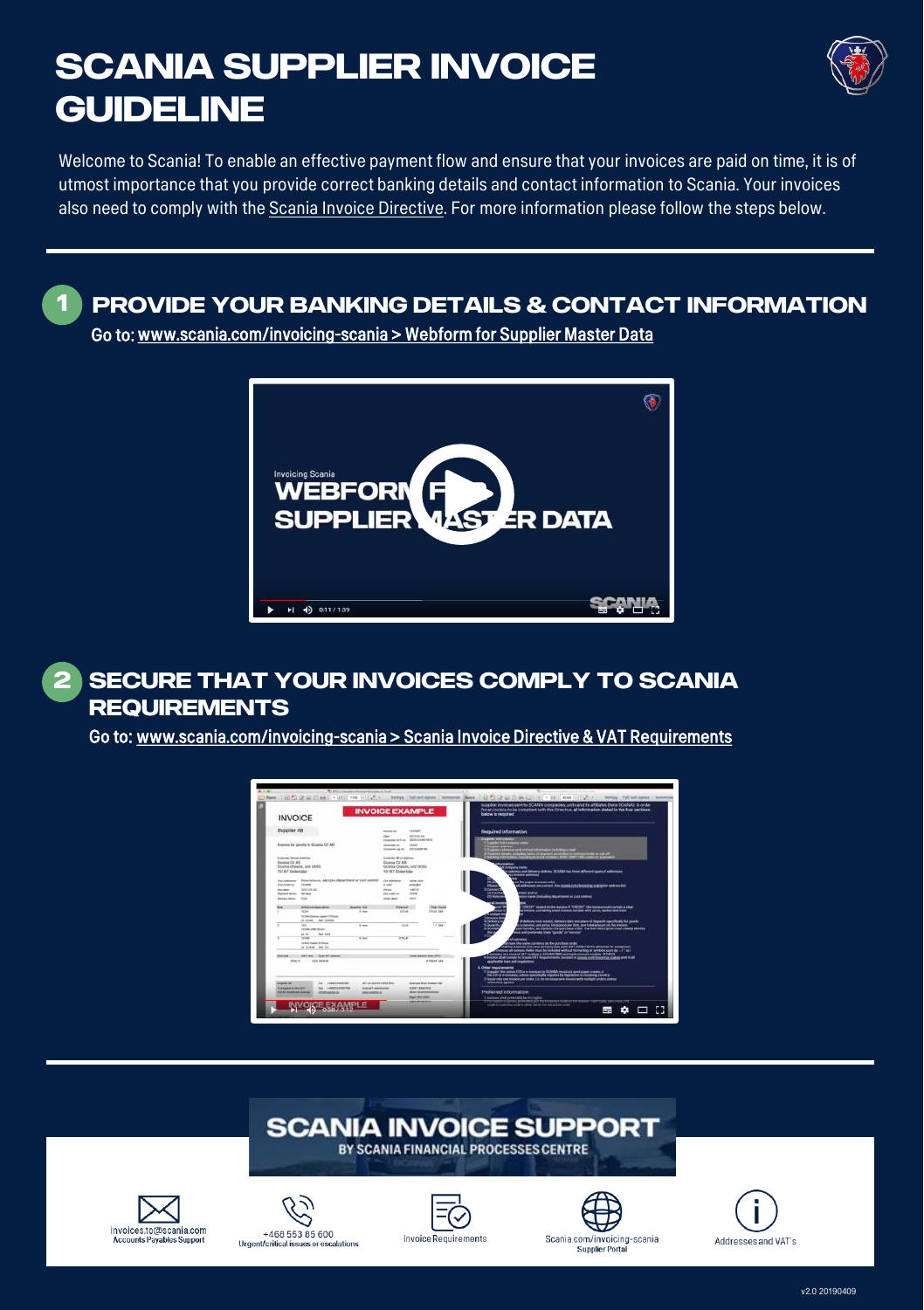# SCANIA SUPPLIER INVOICE GUIDELINE

Welcome to Scania! To enable an effective payment flow and ensure that your invoices are paid on time, it is of utmost importance that you provide correct banking details and contact information to Scania. Your invoices also need to comply with the Scania Invoice Directive. For more information please follow the steps below.

## 1 PROVIDE YOUR BANKING DETAILS & CONTACT INFORMATION

Go to: www.scania.com/invoicing-scania > Webform for Supplier Master Data

## 2 SECURE THAT YOUR INVOICES COMPLY TO SCANIA REQUIREMENTS

Go to: www.scania.com/invoicing-scania > Scania Invoice Directive & VAT Requirements

## SCANIA INVOICE SUPPORT

BY SCANIA FINANCIAL PROCESSES CENTRE

- invoices.to@scania.com – Accounts Payables Support
- +468 553 85 600 – Urgent/critical issues or escalations
- Invoice Requirements
- Scania.com/invoicing-scania – Supplier Portal
- Addresses and VAT's

v2.0 20190409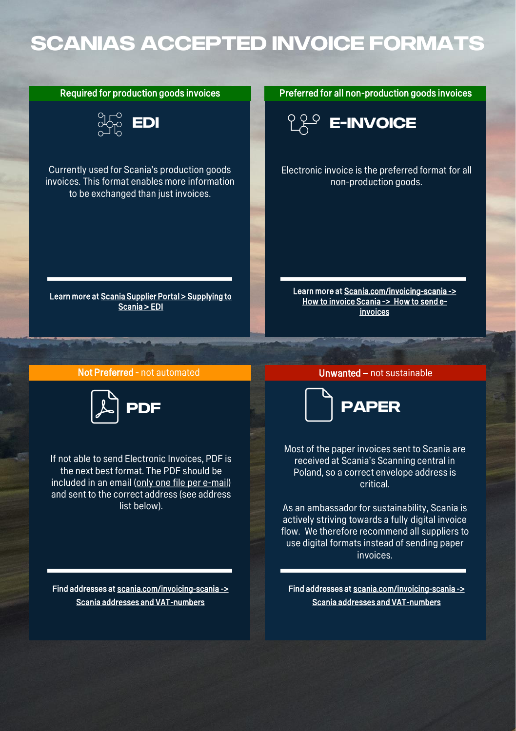# SCANIAS ACCEPTED INVOICE FORMATS

**Required for production goods invoices**

## EDI

Currently used for Scania's production goods invoices. This format enables more information to be exchanged than just invoices.

**Learn more at Scania Supplier Portal > Supplying to Scania > EDI**

**Preferred for all non-production goods invoices**

## E-INVOICE

Electronic invoice is the preferred format for all non-production goods.

**Learn more at Scania.com/invoicing-scania -> How to invoice Scania -> How to send e-invoices**

**Not Preferred** - not automated

## PDF

If not able to send Electronic Invoices, PDF is the next best format. The PDF should be included in an email (only one file per e-mail) and sent to the correct address (see address list below).

**Find addresses at scania.com/invoicing-scania -> Scania addresses and VAT-numbers**

**Unwanted** – not sustainable

## PAPER

Most of the paper invoices sent to Scania are received at Scania's Scanning central in Poland, so a correct envelope address is critical.

As an ambassador for sustainability, Scania is actively striving towards a fully digital invoice flow. We therefore recommend all suppliers to use digital formats instead of sending paper invoices.

**Find addresses at scania.com/invoicing-scania -> Scania addresses and VAT-numbers**